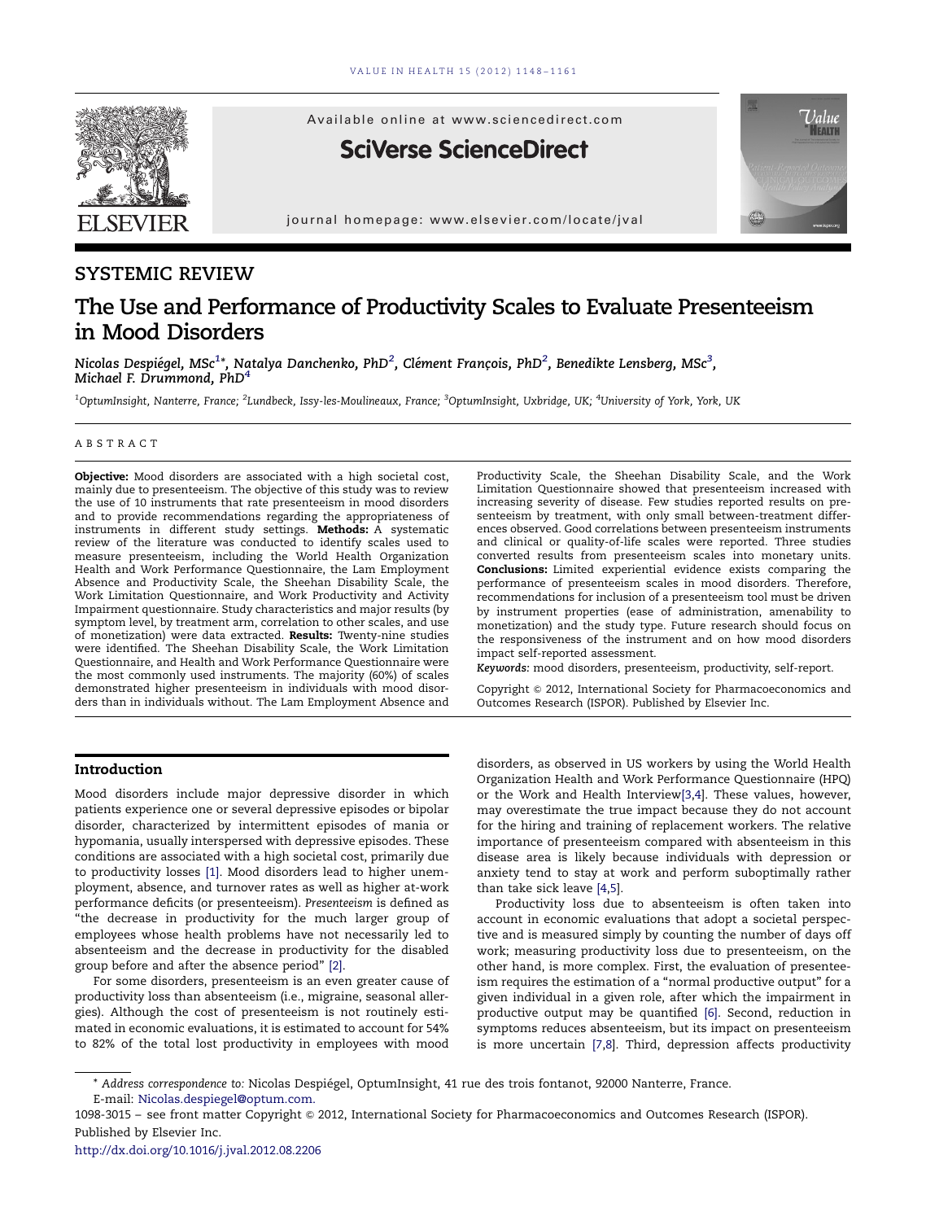## SYSTEMIC REVIEW

# The Use and Performance of Productivity Scales to Evaluate Presenteeism in Mood Disorders

*Nicolas Despiégel, MSc[1,*], Natalya Danchenko, PhD[2], Clément François, PhD[2], Benedikte Lensberg, MSc[3], Michael F. Drummond, PhD[4]*

[1]OptumInsight, Nanterre, France; [2]Lundbeck, Issy-les-Moulineaux, France; [3]OptumInsight, Uxbridge, UK; [4]University of York, York, UK

## ABSTRACT

**Objective:** Mood disorders are associated with a high societal cost, mainly due to presenteeism. The objective of this study was to review the use of 10 instruments that rate presenteeism in mood disorders and to provide recommendations regarding the appropriateness of instruments in different study settings. **Methods:** A systematic review of the literature was conducted to identify scales used to measure presenteeism, including the World Health Organization Health and Work Performance Questionnaire, the Lam Employment Absence and Productivity Scale, the Sheehan Disability Scale, the Work Limitation Questionnaire, and Work Productivity and Activity Impairment questionnaire. Study characteristics and major results (by symptom level, by treatment arm, correlation to other scales, and use of monetization) were data extracted. **Results:** Twenty-nine studies were identified. The Sheehan Disability Scale, the Work Limitation Questionnaire, and Health and Work Performance Questionnaire were the most commonly used instruments. The majority (60%) of scales demonstrated higher presenteeism in individuals with mood disorders than in individuals without. The Lam Employment Absence and Productivity Scale, the Sheehan Disability Scale, and the Work Limitation Questionnaire showed that presenteeism increased with increasing severity of disease. Few studies reported results on presenteeism by treatment, with only small between-treatment differences observed. Good correlations between presenteeism instruments and clinical or quality-of-life scales were reported. Three studies converted results from presenteeism scales into monetary units. **Conclusions:** Limited experiential evidence exists comparing the performance of presenteeism scales in mood disorders. Therefore, recommendations for inclusion of a presenteeism tool must be driven by instrument properties (ease of administration, amenability to monetization) and the study type. Future research should focus on the responsiveness of the instrument and on how mood disorders impact self-reported assessment.

*Keywords:* mood disorders, presenteeism, productivity, self-report.

Copyright © 2012, International Society for Pharmacoeconomics and Outcomes Research (ISPOR). Published by Elsevier Inc.

## Introduction

Mood disorders include major depressive disorder in which patients experience one or several depressive episodes or bipolar disorder, characterized by intermittent episodes of mania or hypomania, usually interspersed with depressive episodes. These conditions are associated with a high societal cost, primarily due to productivity losses [1]. Mood disorders lead to higher unemployment, absence, and turnover rates as well as higher at-work performance deficits (or presenteeism). *Presenteeism* is defined as "the decrease in productivity for the much larger group of employees whose health problems have not necessarily led to absenteeism and the decrease in productivity for the disabled group before and after the absence period" [2].

For some disorders, presenteeism is an even greater cause of productivity loss than absenteeism (i.e., migraine, seasonal allergies). Although the cost of presenteeism is not routinely estimated in economic evaluations, it is estimated to account for 54% to 82% of the total lost productivity in employees with mood disorders, as observed in US workers by using the World Health Organization Health and Work Performance Questionnaire (HPQ) or the Work and Health Interview[3,4]. These values, however, may overestimate the true impact because they do not account for the hiring and training of replacement workers. The relative importance of presenteeism compared with absenteeism in this disease area is likely because individuals with depression or anxiety tend to stay at work and perform suboptimally rather than take sick leave [4,5].

Productivity loss due to absenteeism is often taken into account in economic evaluations that adopt a societal perspective and is measured simply by counting the number of days off work; measuring productivity loss due to presenteeism, on the other hand, is more complex. First, the evaluation of presenteeism requires the estimation of a "normal productive output" for a given individual in a given role, after which the impairment in productive output may be quantified [6]. Second, reduction in symptoms reduces absenteeism, but its impact on presenteeism is more uncertain [7,8]. Third, depression affects productivity

\* *Address correspondence to:* Nicolas Despiégel, OptumInsight, 41 rue des trois fontanot, 92000 Nanterre, France.
E-mail: Nicolas.despiegel@optum.com.

1098-3015 – see front matter Copyright © 2012, International Society for Pharmacoeconomics and Outcomes Research (ISPOR). Published by Elsevier Inc.

http://dx.doi.org/10.1016/j.jval.2012.08.2206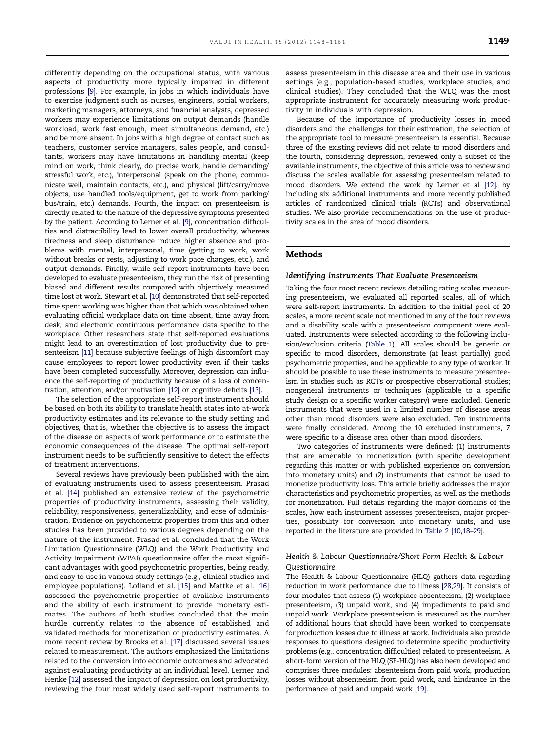differently depending on the occupational status, with various aspects of productivity more typically impaired in different professions [9]. For example, in jobs in which individuals have to exercise judgment such as nurses, engineers, social workers, marketing managers, attorneys, and financial analysts, depressed workers may experience limitations on output demands (handle workload, work fast enough, meet simultaneous demand, etc.) and be more absent. In jobs with a high degree of contact such as teachers, customer service managers, sales people, and consultants, workers may have limitations in handling mental (keep mind on work, think clearly, do precise work, handle demanding/stressful work, etc.), interpersonal (speak on the phone, communicate well, maintain contacts, etc.), and physical (lift/carry/move objects, use handled tools/equipment, get to work from parking/bus/train, etc.) demands. Fourth, the impact on presenteeism is directly related to the nature of the depressive symptoms presented by the patient. According to Lerner et al. [9], concentration difficulties and distractibility lead to lower overall productivity, whereas tiredness and sleep disturbance induce higher absence and problems with mental, interpersonal, time (getting to work, work without breaks or rests, adjusting to work pace changes, etc.), and output demands. Finally, while self-report instruments have been developed to evaluate presenteeism, they run the risk of presenting biased and different results compared with objectively measured time lost at work. Stewart et al. [10] demonstrated that self-reported time spent working was higher than that which was obtained when evaluating official workplace data on time absent, time away from desk, and electronic continuous performance data specific to the workplace. Other researchers state that self-reported evaluations might lead to an overestimation of lost productivity due to presenteeism [11] because subjective feelings of high discomfort may cause employees to report lower productivity even if their tasks have been completed successfully. Moreover, depression can influence the self-reporting of productivity because of a loss of concentration, attention, and/or motivation [12] or cognitive deficits [13].

The selection of the appropriate self-report instrument should be based on both its ability to translate health states into at-work productivity estimates and its relevance to the study setting and objectives, that is, whether the objective is to assess the impact of the disease on aspects of work performance or to estimate the economic consequences of the disease. The optimal self-report instrument needs to be sufficiently sensitive to detect the effects of treatment interventions.

Several reviews have previously been published with the aim of evaluating instruments used to assess presenteeism. Prasad et al. [14] published an extensive review of the psychometric properties of productivity instruments, assessing their validity, reliability, responsiveness, generalizability, and ease of administration. Evidence on psychometric properties from this and other studies has been provided to various degrees depending on the nature of the instrument. Prasad et al. concluded that the Work Limitation Questionnaire (WLQ) and the Work Productivity and Activity Impairment (WPAI) questionnaire offer the most significant advantages with good psychometric properties, being ready, and easy to use in various study settings (e.g., clinical studies and employee populations). Lofland et al. [15] and Mattke et al. [16] assessed the psychometric properties of available instruments and the ability of each instrument to provide monetary estimates. The authors of both studies concluded that the main hurdle currently relates to the absence of established and validated methods for monetization of productivity estimates. A more recent review by Brooks et al. [17] discussed several issues related to measurement. The authors emphasized the limitations related to the conversion into economic outcomes and advocated against evaluating productivity at an individual level. Lerner and Henke [12] assessed the impact of depression on lost productivity, reviewing the four most widely used self-report instruments to assess presenteeism in this disease area and their use in various settings (e.g., population-based studies, workplace studies, and clinical studies). They concluded that the WLQ was the most appropriate instrument for accurately measuring work productivity in individuals with depression.

Because of the importance of productivity losses in mood disorders and the challenges for their estimation, the selection of the appropriate tool to measure presenteeism is essential. Because three of the existing reviews did not relate to mood disorders and the fourth, considering depression, reviewed only a subset of the available instruments, the objective of this article was to review and discuss the scales available for assessing presenteeism related to mood disorders. We extend the work by Lerner et al [12]. by including six additional instruments and more recently published articles of randomized clinical trials (RCTs) and observational studies. We also provide recommendations on the use of productivity scales in the area of mood disorders.

## Methods

### *Identifying Instruments That Evaluate Presenteeism*

Taking the four most recent reviews detailing rating scales measuring presenteeism, we evaluated all reported scales, all of which were self-report instruments. In addition to the initial pool of 20 scales, a more recent scale not mentioned in any of the four reviews and a disability scale with a presenteeism component were evaluated. Instruments were selected according to the following inclusion/exclusion criteria (Table 1). All scales should be generic or specific to mood disorders, demonstrate (at least partially) good psychometric properties, and be applicable to any type of worker. It should be possible to use these instruments to measure presenteeism in studies such as RCTs or prospective observational studies; nongeneral instruments or techniques (applicable to a specific study design or a specific worker category) were excluded. Generic instruments that were used in a limited number of disease areas other than mood disorders were also excluded. Ten instruments were finally considered. Among the 10 excluded instruments, 7 were specific to a disease area other than mood disorders.

Two categories of instruments were defined: (1) instruments that are amenable to monetization (with specific development regarding this matter or with published experience on conversion into monetary units) and (2) instruments that cannot be used to monetize productivity loss. This article briefly addresses the major characteristics and psychometric properties, as well as the methods for monetization. Full details regarding the major domains of the scales, how each instrument assesses presenteeism, major properties, possibility for conversion into monetary units, and use reported in the literature are provided in Table 2 [10,18–29].

### *Health & Labour Questionnaire/Short Form Health & Labour Questionnaire*

The Health & Labour Questionnaire (HLQ) gathers data regarding reduction in work performance due to illness [28,29]. It consists of four modules that assess (1) workplace absenteeism, (2) workplace presenteeism, (3) unpaid work, and (4) impediments to paid and unpaid work. Workplace presenteeism is measured as the number of additional hours that should have been worked to compensate for production losses due to illness at work. Individuals also provide responses to questions designed to determine specific productivity problems (e.g., concentration difficulties) related to presenteeism. A short-form version of the HLQ (SF-HLQ) has also been developed and comprises three modules: absenteeism from paid work, production losses without absenteeism from paid work, and hindrance in the performance of paid and unpaid work [19].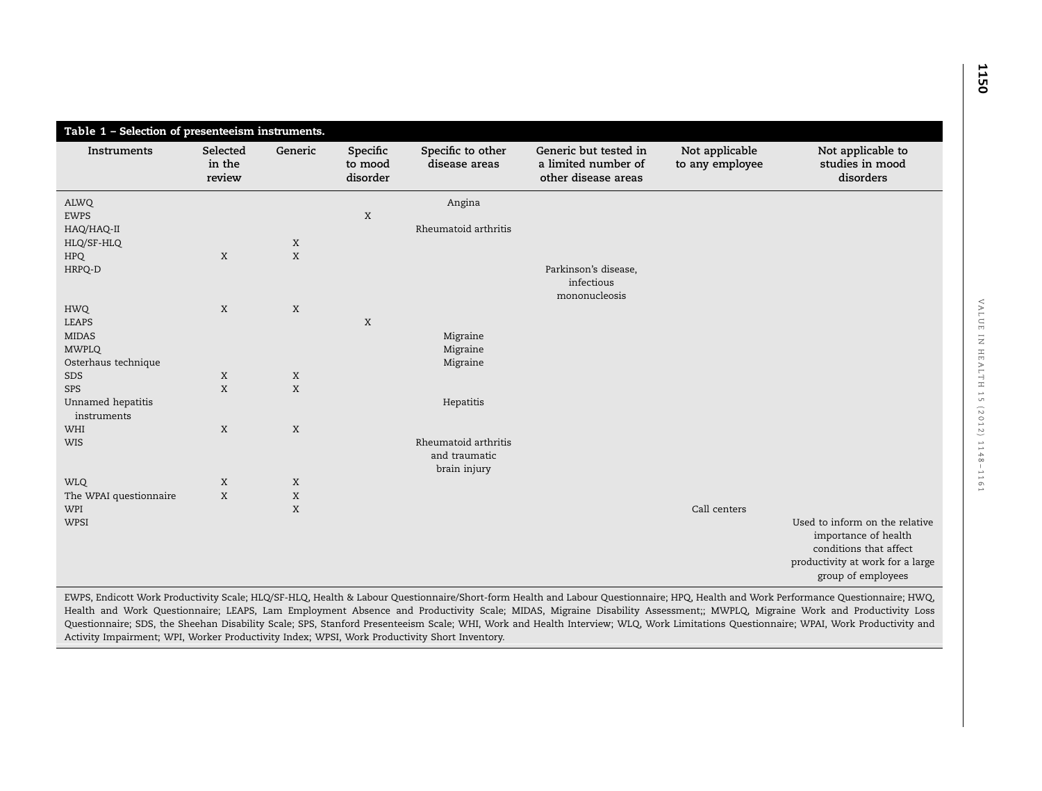**Table 1 – Selection of presenteeism instruments.**

| Instruments | Selected in the review | Generic | Specific to mood disorder | Specific to other disease areas | Generic but tested in a limited number of other disease areas | Not applicable to any employee | Not applicable to studies in mood disorders |
|---|---|---|---|---|---|---|---|
| ALWQ | | | | Angina | | | |
| EWPS | | | X | | | | |
| HAQ/HAQ-II | | | | Rheumatoid arthritis | | | |
| HLQ/SF-HLQ | | X | | | | | |
| HPQ | X | X | | | | | |
| HRPQ-D | | | | | Parkinson's disease, infectious mononucleosis | | |
| HWQ | X | X | | | | | |
| LEAPS | | | X | | | | |
| MIDAS | | | | Migraine | | | |
| MWPLQ | | | | Migraine | | | |
| Osterhaus technique | | | | Migraine | | | |
| SDS | X | X | | | | | |
| SPS | X | X | | | | | |
| Unnamed hepatitis instruments | | | | Hepatitis | | | |
| WHI | X | X | | | | | |
| WIS | | | | Rheumatoid arthritis and traumatic brain injury | | | |
| WLQ | X | X | | | | | |
| The WPAI questionnaire | X | X | | | | | |
| WPI | | X | | | | Call centers | |
| WPSI | | | | | | | Used to inform on the relative importance of health conditions that affect productivity at work for a large group of employees |

EWPS, Endicott Work Productivity Scale; HLQ/SF-HLQ, Health & Labour Questionnaire/Short-form Health and Labour Questionnaire; HPQ, Health and Work Performance Questionnaire; HWQ, Health and Work Questionnaire; LEAPS, Lam Employment Absence and Productivity Scale; MIDAS, Migraine Disability Assessment;; MWPLQ, Migraine Work and Productivity Loss Questionnaire; SDS, the Sheehan Disability Scale; SPS, Stanford Presenteeism Scale; WHI, Work and Health Interview; WLQ, Work Limitations Questionnaire; WPAI, Work Productivity and Activity Impairment; WPI, Worker Productivity Index; WPSI, Work Productivity Short Inventory.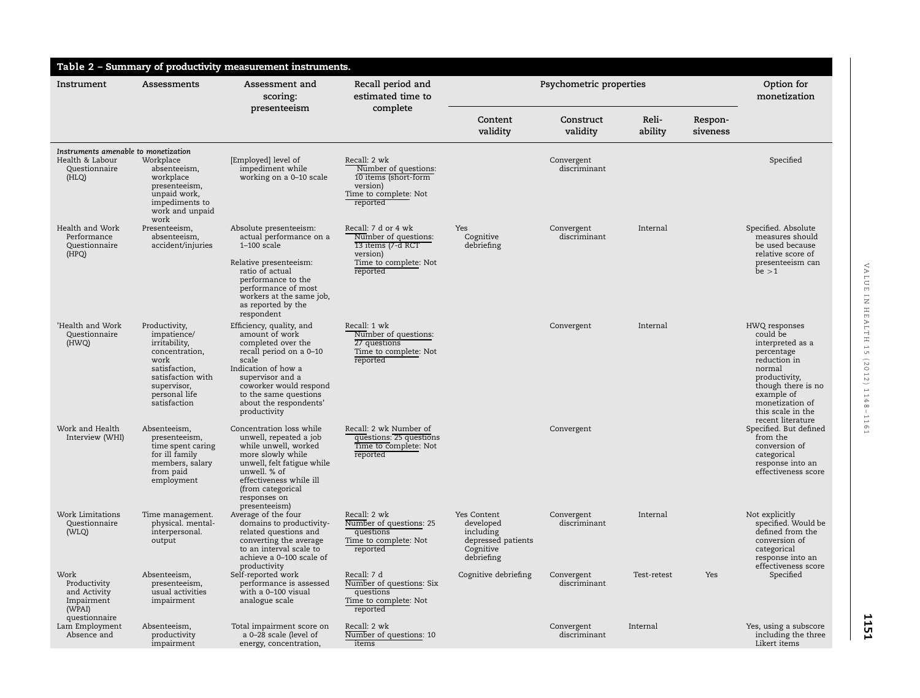**Table 2 – Summary of productivity measurement instruments.**

| Instrument | Assessments | Assessment and scoring: presenteeism | Recall period and estimated time to complete | Psychometric properties | | | | Option for monetization |
|---|---|---|---|---|---|---|---|---|
| | | | | Content validity | Construct validity | Reliability | Responsiveness | |
| *Instruments amenable to monetization* | | | | | | | | |
| Health & Labour Questionnaire (HLQ) | Workplace absenteeism, workplace presenteeism, unpaid work, impediments to work and unpaid work | [Employed] level of impediment while working on a 0–10 scale | Recall: 2 wk; Number of questions: 10 items (short-form version); Time to complete: Not reported | | Convergent discriminant | | | Specified |
| Health and Work Performance Questionnaire (HPQ) | Presenteeism, absenteeism, accident/injuries | Absolute presenteeism: actual performance on a 1–100 scale. Relative presenteeism: ratio of actual performance to the performance of most workers at the same job, as reported by the respondent | Recall: 7 d or 4 wk; Number of questions: 13 items (7-d RCT version); Time to complete: Not reported | Yes Cognitive debriefing | Convergent discriminant | Internal | | Specified. Absolute measures should be used because relative score of presenteeism can be >1 |
| 'Health and Work Questionnaire (HWQ) | Productivity, impatience/irritability, concentration, work satisfaction, satisfaction with supervisor, personal life satisfaction | Efficiency, quality, and amount of work completed over the recall period on a 0–10 scale. Indication of how a supervisor and a coworker would respond to the same questions about the respondents' productivity | Recall: 1 wk; Number of questions: 27 questions; Time to complete: Not reported | | Convergent | Internal | | HWQ responses could be interpreted as a percentage reduction in normal productivity, though there is no example of monetization of this scale in the recent literature |
| Work and Health Interview (WHI) | Absenteeism, presenteeism, time spent caring for ill family members, salary from paid employment | Concentration loss while unwell, repeated a job while unwell, worked more slowly while unwell, felt fatigue while unwell. % of effectiveness while ill (from categorical responses on presenteeism) | Recall: 2 wk; Number of questions: 25 questions; Time to complete: Not reported | | Convergent | | | Specified. But defined from the conversion of categorical response into an effectiveness score |
| Work Limitations Questionnaire (WLQ) | Time management. physical. mental-interpersonal. output | Average of the four domains to productivity-related questions and converting the average to an interval scale to achieve a 0–100 scale of productivity | Recall: 2 wk; Number of questions: 25 questions; Time to complete: Not reported | Yes Content developed including depressed patients Cognitive debriefing | Convergent discriminant | Internal | | Not explicitly specified. Would be defined from the conversion of categorical response into an effectiveness score |
| Work Productivity and Activity Impairment (WPAI) questionnaire | Absenteeism, presenteeism, usual activities impairment | Self-reported work performance is assessed with a 0–100 visual analogue scale | Recall: 7 d; Number of questions: Six questions; Time to complete: Not reported | Cognitive debriefing | Convergent discriminant | Test-retest | Yes | Specified |
| Lam Employment Absence and | Absenteeism, productivity impairment | Total impairment score on a 0–28 scale (level of energy, concentration, | Recall: 2 wk; Number of questions: 10 items | | Convergent discriminant | Internal | | Yes, using a subscore including the three Likert items |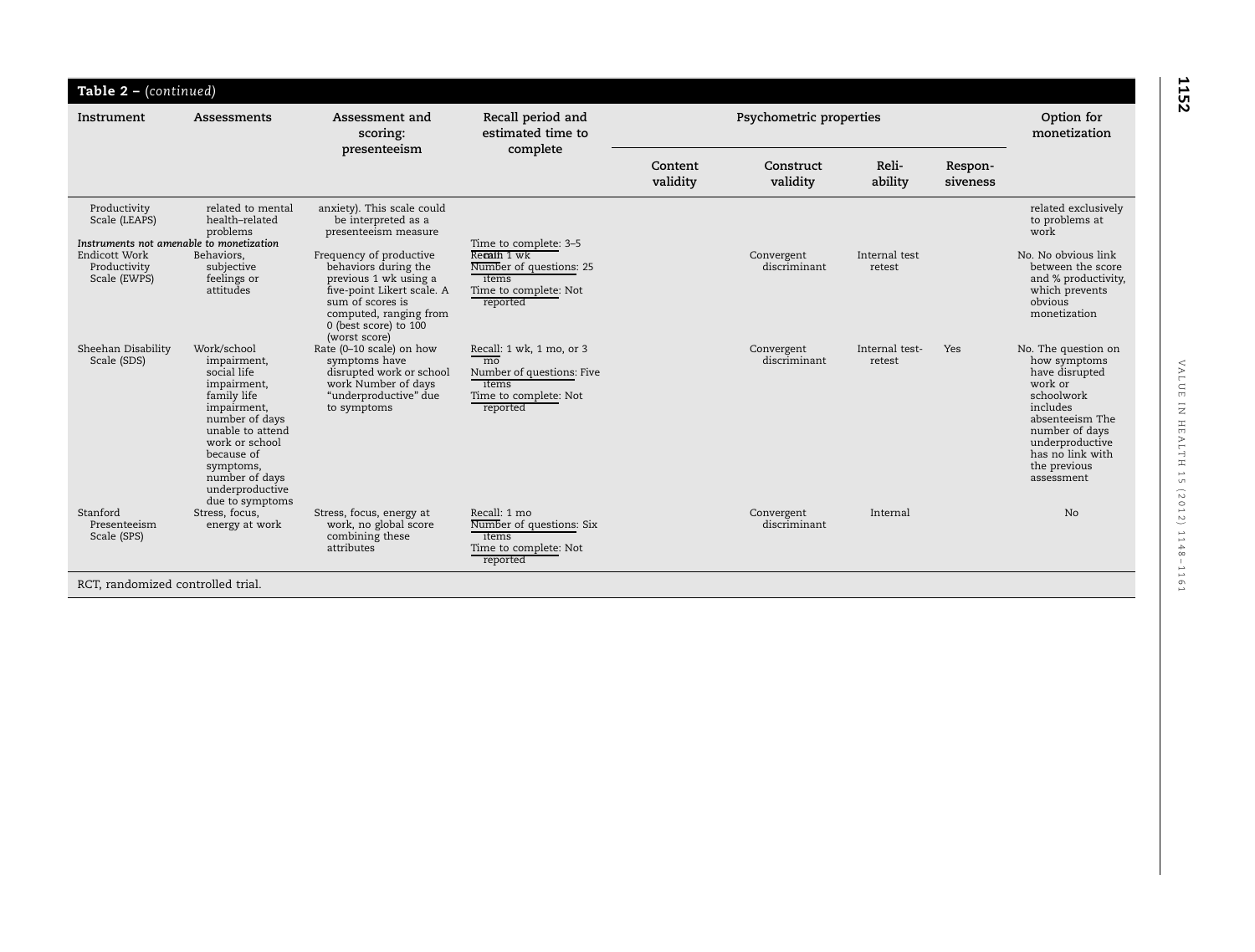**Table 2 –** *(continued)*

| Instrument | Assessments | Assessment and scoring: presenteeism | Recall period and estimated time to complete | Psychometric properties | | | | Option for monetization |
|---|---|---|---|---|---|---|---|---|
| | | | | Content validity | Construct validity | Reliability | Responsiveness | |
| Productivity Scale (LEAPS) | related to mental health–related problems | anxiety). This scale could be interpreted as a presenteeism measure | Time to complete: 3–5 | | | | | related exclusively to problems at work |
| *Instruments not amenable to monetization* | | | | | | | | |
| Endicott Work Productivity Scale (EWPS) | Behaviors, subjective feelings or attitudes | Frequency of productive behaviors during the previous 1 wk using a five-point Likert scale. A sum of scores is computed, ranging from 0 (best score) to 100 (worst score) | Recall: 1 wk<br>Number of questions: 25 items<br>Time to complete: Not reported | | Convergent discriminant | Internal test retest | | No. No obvious link between the score and % productivity, which prevents obvious monetization |
| Sheehan Disability Scale (SDS) | Work/school impairment, social life impairment, family life impairment, number of days unable to attend work or school because of symptoms, number of days underproductive due to symptoms | Rate (0–10 scale) on how symptoms have disrupted work or school work Number of days "underproductive" due to symptoms | Recall: 1 wk, 1 mo, or 3 mo<br>Number of questions: Five items<br>Time to complete: Not reported | | Convergent discriminant | Internal test-retest | Yes | No. The question on how symptoms have disrupted work or schoolwork includes absenteeism The number of days underproductive has no link with the previous assessment |
| Stanford Presenteeism Scale (SPS) | Stress, focus, energy at work | Stress, focus, energy at work, no global score combining these attributes | Recall: 1 mo<br>Number of questions: Six items<br>Time to complete: Not reported | | Convergent discriminant | Internal | | No |

RCT, randomized controlled trial.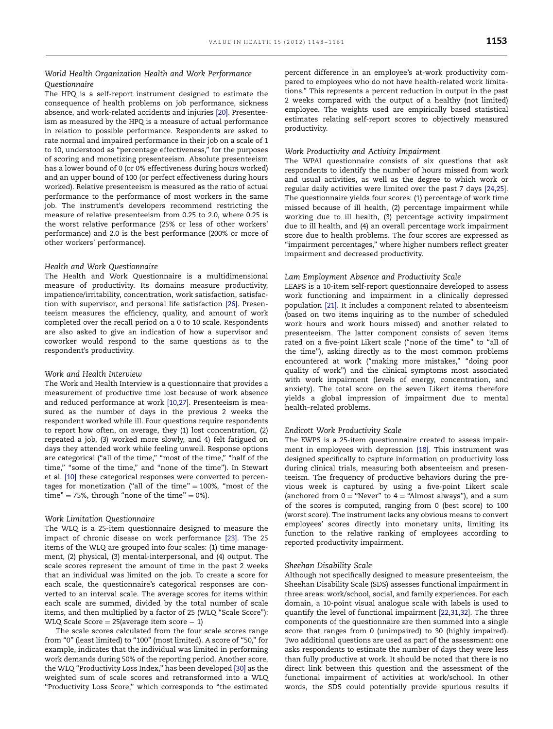### World Health Organization Health and Work Performance Questionnaire

The HPQ is a self-report instrument designed to estimate the consequence of health problems on job performance, sickness absence, and work-related accidents and injuries [20]. Presenteeism as measured by the HPQ is a measure of actual performance in relation to possible performance. Respondents are asked to rate normal and impaired performance in their job on a scale of 1 to 10, understood as "percentage effectiveness," for the purposes of scoring and monetizing presenteeism. Absolute presenteeism has a lower bound of 0 (or 0% effectiveness during hours worked) and an upper bound of 100 (or perfect effectiveness during hours worked). Relative presenteeism is measured as the ratio of actual performance to the performance of most workers in the same job. The instrument's developers recommend restricting the measure of relative presenteeism from 0.25 to 2.0, where 0.25 is the worst relative performance (25% or less of other workers' performance) and 2.0 is the best performance (200% or more of other workers' performance).

### Health and Work Questionnaire

The Health and Work Questionnaire is a multidimensional measure of productivity. Its domains measure productivity, impatience/irritability, concentration, work satisfaction, satisfaction with supervisor, and personal life satisfaction [26]. Presenteeism measures the efficiency, quality, and amount of work completed over the recall period on a 0 to 10 scale. Respondents are also asked to give an indication of how a supervisor and coworker would respond to the same questions as to the respondent's productivity.

### Work and Health Interview

The Work and Health Interview is a questionnaire that provides a measurement of productive time lost because of work absence and reduced performance at work [10,27]. Presenteeism is measured as the number of days in the previous 2 weeks the respondent worked while ill. Four questions require respondents to report how often, on average, they (1) lost concentration, (2) repeated a job, (3) worked more slowly, and 4) felt fatigued on days they attended work while feeling unwell. Response options are categorical ("all of the time," "most of the time," "half of the time," "some of the time," and "none of the time"). In Stewart et al. [10] these categorical responses were converted to percentages for monetization ("all of the time" = 100%, "most of the time" = 75%, through "none of the time" = 0%).

### Work Limitation Questionnaire

The WLQ is a 25-item questionnaire designed to measure the impact of chronic disease on work performance [23]. The 25 items of the WLQ are grouped into four scales: (1) time management, (2) physical, (3) mental-interpersonal, and (4) output. The scale scores represent the amount of time in the past 2 weeks that an individual was limited on the job. To create a score for each scale, the questionnaire's categorical responses are converted to an interval scale. The average scores for items within each scale are summed, divided by the total number of scale items, and then multiplied by a factor of 25 (WLQ "Scale Score"): WLQ Scale Score = 25(average item score − 1)

The scale scores calculated from the four scale scores range from "0" (least limited) to "100" (most limited). A score of "50," for example, indicates that the individual was limited in performing work demands during 50% of the reporting period. Another score, the WLQ "Productivity Loss Index," has been developed [30] as the weighted sum of scale scores and retransformed into a WLQ "Productivity Loss Score," which corresponds to "the estimated percent difference in an employee's at-work productivity compared to employees who do not have health-related work limitations." This represents a percent reduction in output in the past 2 weeks compared with the output of a healthy (not limited) employee. The weights used are empirically based statistical estimates relating self-report scores to objectively measured productivity.

### Work Productivity and Activity Impairment

The WPAI questionnaire consists of six questions that ask respondents to identify the number of hours missed from work and usual activities, as well as the degree to which work or regular daily activities were limited over the past 7 days [24,25]. The questionnaire yields four scores: (1) percentage of work time missed because of ill health, (2) percentage impairment while working due to ill health, (3) percentage activity impairment due to ill health, and (4) an overall percentage work impairment score due to health problems. The four scores are expressed as "impairment percentages," where higher numbers reflect greater impairment and decreased productivity.

### Lam Employment Absence and Productivity Scale

LEAPS is a 10-item self-report questionnaire developed to assess work functioning and impairment in a clinically depressed population [21]. It includes a component related to absenteeism (based on two items inquiring as to the number of scheduled work hours and work hours missed) and another related to presenteeism. The latter component consists of seven items rated on a five-point Likert scale ("none of the time" to "all of the time"), asking directly as to the most common problems encountered at work ("making more mistakes," "doing poor quality of work") and the clinical symptoms most associated with work impairment (levels of energy, concentration, and anxiety). The total score on the seven Likert items therefore yields a global impression of impairment due to mental health–related problems.

### Endicott Work Productivity Scale

The EWPS is a 25-item questionnaire created to assess impairment in employees with depression [18]. This instrument was designed specifically to capture information on productivity loss during clinical trials, measuring both absenteeism and presenteeism. The frequency of productive behaviors during the previous week is captured by using a five-point Likert scale (anchored from 0 = "Never" to 4 = "Almost always"), and a sum of the scores is computed, ranging from 0 (best score) to 100 (worst score). The instrument lacks any obvious means to convert employees' scores directly into monetary units, limiting its function to the relative ranking of employees according to reported productivity impairment.

### Sheehan Disability Scale

Although not specifically designed to measure presenteeism, the Sheehan Disability Scale (SDS) assesses functional impairment in three areas: work/school, social, and family experiences. For each domain, a 10-point visual analogue scale with labels is used to quantify the level of functional impairment [22,31,32]. The three components of the questionnaire are then summed into a single score that ranges from 0 (unimpaired) to 30 (highly impaired). Two additional questions are used as part of the assessment: one asks respondents to estimate the number of days they were less than fully productive at work. It should be noted that there is no direct link between this question and the assessment of the functional impairment of activities at work/school. In other words, the SDS could potentially provide spurious results if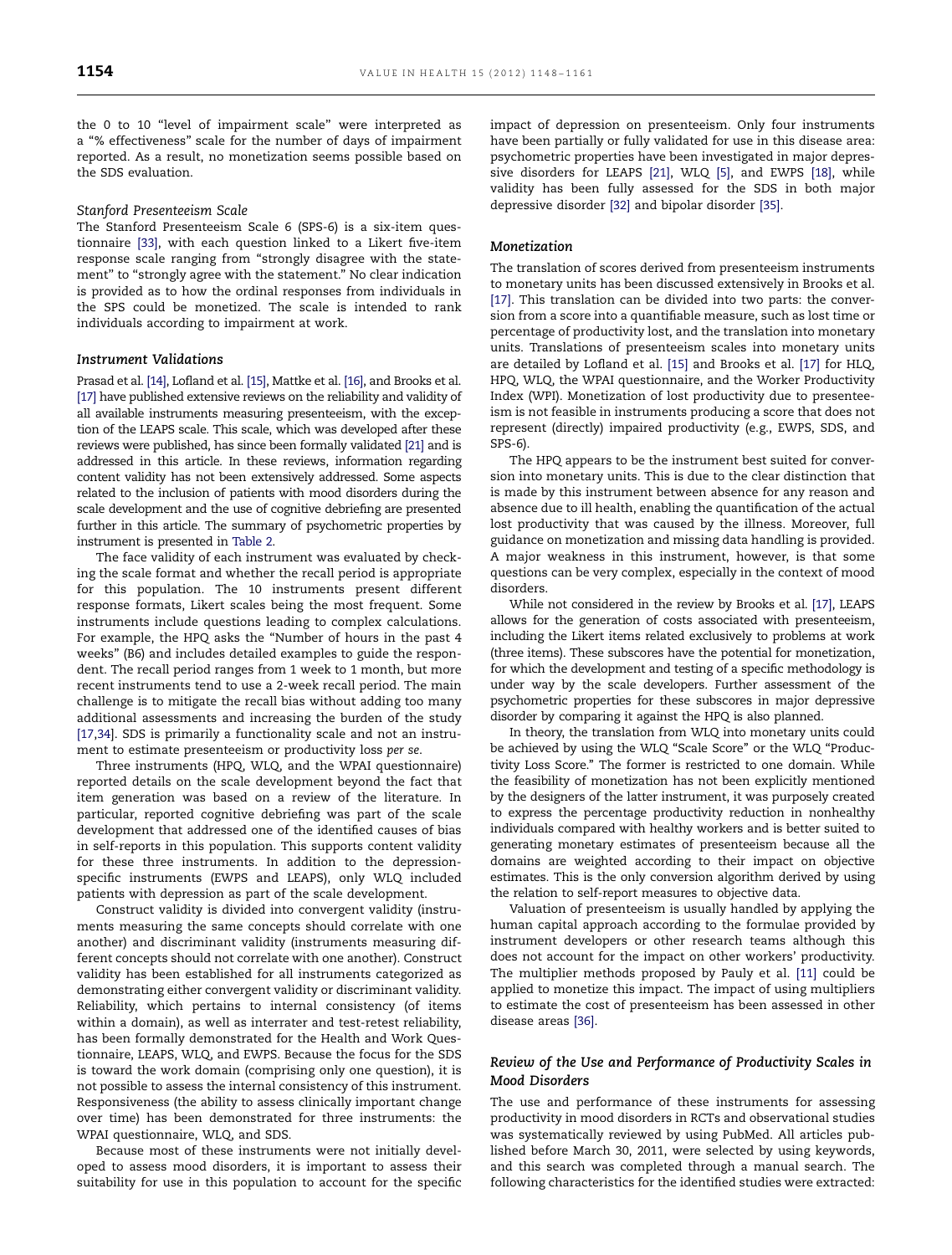the 0 to 10 "level of impairment scale" were interpreted as a "% effectiveness" scale for the number of days of impairment reported. As a result, no monetization seems possible based on the SDS evaluation.

#### *Stanford Presenteeism Scale*

The Stanford Presenteeism Scale 6 (SPS-6) is a six-item questionnaire [33], with each question linked to a Likert five-item response scale ranging from "strongly disagree with the statement" to "strongly agree with the statement." No clear indication is provided as to how the ordinal responses from individuals in the SPS could be monetized. The scale is intended to rank individuals according to impairment at work.

### *Instrument Validations*

Prasad et al. [14], Lofland et al. [15], Mattke et al. [16], and Brooks et al. [17] have published extensive reviews on the reliability and validity of all available instruments measuring presenteeism, with the exception of the LEAPS scale. This scale, which was developed after these reviews were published, has since been formally validated [21] and is addressed in this article. In these reviews, information regarding content validity has not been extensively addressed. Some aspects related to the inclusion of patients with mood disorders during the scale development and the use of cognitive debriefing are presented further in this article. The summary of psychometric properties by instrument is presented in Table 2.

The face validity of each instrument was evaluated by checking the scale format and whether the recall period is appropriate for this population. The 10 instruments present different response formats, Likert scales being the most frequent. Some instruments include questions leading to complex calculations. For example, the HPQ asks the "Number of hours in the past 4 weeks" (B6) and includes detailed examples to guide the respondent. The recall period ranges from 1 week to 1 month, but more recent instruments tend to use a 2-week recall period. The main challenge is to mitigate the recall bias without adding too many additional assessments and increasing the burden of the study [17,34]. SDS is primarily a functionality scale and not an instrument to estimate presenteeism or productivity loss *per se*.

Three instruments (HPQ, WLQ, and the WPAI questionnaire) reported details on the scale development beyond the fact that item generation was based on a review of the literature. In particular, reported cognitive debriefing was part of the scale development that addressed one of the identified causes of bias in self-reports in this population. This supports content validity for these three instruments. In addition to the depression-specific instruments (EWPS and LEAPS), only WLQ included patients with depression as part of the scale development.

Construct validity is divided into convergent validity (instruments measuring the same concepts should correlate with one another) and discriminant validity (instruments measuring different concepts should not correlate with one another). Construct validity has been established for all instruments categorized as demonstrating either convergent validity or discriminant validity. Reliability, which pertains to internal consistency (of items within a domain), as well as interrater and test-retest reliability, has been formally demonstrated for the Health and Work Questionnaire, LEAPS, WLQ, and EWPS. Because the focus for the SDS is toward the work domain (comprising only one question), it is not possible to assess the internal consistency of this instrument. Responsiveness (the ability to assess clinically important change over time) has been demonstrated for three instruments: the WPAI questionnaire, WLQ, and SDS.

Because most of these instruments were not initially developed to assess mood disorders, it is important to assess their suitability for use in this population to account for the specific impact of depression on presenteeism. Only four instruments have been partially or fully validated for use in this disease area: psychometric properties have been investigated in major depressive disorders for LEAPS [21], WLQ [5], and EWPS [18], while validity has been fully assessed for the SDS in both major depressive disorder [32] and bipolar disorder [35].

### *Monetization*

The translation of scores derived from presenteeism instruments to monetary units has been discussed extensively in Brooks et al. [17]. This translation can be divided into two parts: the conversion from a score into a quantifiable measure, such as lost time or percentage of productivity lost, and the translation into monetary units. Translations of presenteeism scales into monetary units are detailed by Lofland et al. [15] and Brooks et al. [17] for HLQ, HPQ, WLQ, the WPAI questionnaire, and the Worker Productivity Index (WPI). Monetization of lost productivity due to presenteeism is not feasible in instruments producing a score that does not represent (directly) impaired productivity (e.g., EWPS, SDS, and SPS-6).

The HPQ appears to be the instrument best suited for conversion into monetary units. This is due to the clear distinction that is made by this instrument between absence for any reason and absence due to ill health, enabling the quantification of the actual lost productivity that was caused by the illness. Moreover, full guidance on monetization and missing data handling is provided. A major weakness in this instrument, however, is that some questions can be very complex, especially in the context of mood disorders.

While not considered in the review by Brooks et al. [17], LEAPS allows for the generation of costs associated with presenteeism, including the Likert items related exclusively to problems at work (three items). These subscores have the potential for monetization, for which the development and testing of a specific methodology is under way by the scale developers. Further assessment of the psychometric properties for these subscores in major depressive disorder by comparing it against the HPQ is also planned.

In theory, the translation from WLQ into monetary units could be achieved by using the WLQ "Scale Score" or the WLQ "Productivity Loss Score." The former is restricted to one domain. While the feasibility of monetization has not been explicitly mentioned by the designers of the latter instrument, it was purposely created to express the percentage productivity reduction in nonhealthy individuals compared with healthy workers and is better suited to generating monetary estimates of presenteeism because all the domains are weighted according to their impact on objective estimates. This is the only conversion algorithm derived by using the relation to self-report measures to objective data.

Valuation of presenteeism is usually handled by applying the human capital approach according to the formulae provided by instrument developers or other research teams although this does not account for the impact on other workers' productivity. The multiplier methods proposed by Pauly et al. [11] could be applied to monetize this impact. The impact of using multipliers to estimate the cost of presenteeism has been assessed in other disease areas [36].

### *Review of the Use and Performance of Productivity Scales in Mood Disorders*

The use and performance of these instruments for assessing productivity in mood disorders in RCTs and observational studies was systematically reviewed by using PubMed. All articles published before March 30, 2011, were selected by using keywords, and this search was completed through a manual search. The following characteristics for the identified studies were extracted: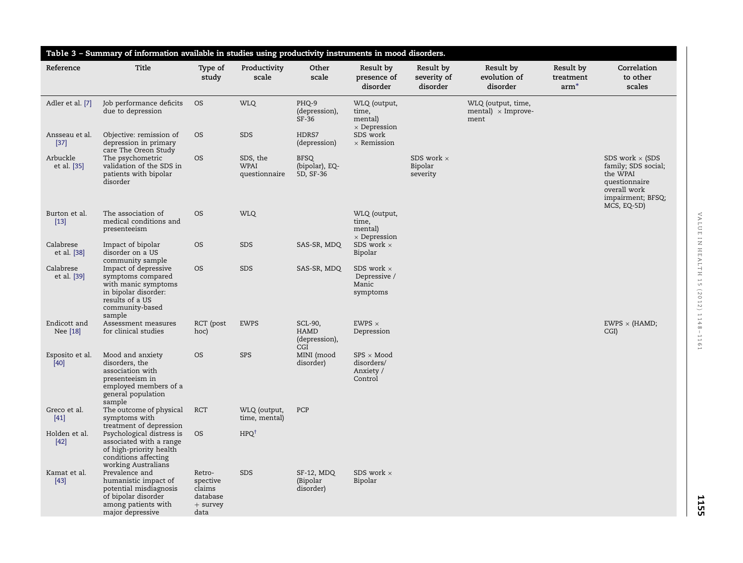**Table 3 – Summary of information available in studies using productivity instruments in mood disorders.**

| Reference | Title | Type of study | Productivity scale | Other scale | Result by presence of disorder | Result by severity of disorder | Result by evolution of disorder | Result by treatment arm* | Correlation to other scales |
|---|---|---|---|---|---|---|---|---|---|
| Adler et al. [7] | Job performance deficits due to depression | OS | WLQ | PHQ-9 (depression), SF-36 | WLQ (output, time, mental) × Depression | | WLQ (output, time, mental) × Improvement | | |
| Ansseau et al. [37] | Objective: remission of depression in primary care The Oreon Study | OS | SDS | HDRS7 (depression) | SDS work × Remission | | | | |
| Arbuckle et al. [35] | The psychometric validation of the SDS in patients with bipolar disorder | OS | SDS, the WPAI questionnaire | BFSQ (bipolar), EQ-5D, SF-36 | | SDS work × Bipolar severity | | | SDS work × (SDS family; SDS social; the WPAI questionnaire overall work impairment; BFSQ; MCS, EQ-5D) |
| Burton et al. [13] | The association of medical conditions and presenteeism | OS | WLQ | | WLQ (output, time, mental) × Depression | | | | |
| Calabrese et al. [38] | Impact of bipolar disorder on a US community sample | OS | SDS | SAS-SR, MDQ | SDS work × Bipolar | | | | |
| Calabrese et al. [39] | Impact of depressive symptoms compared with manic symptoms in bipolar disorder: results of a US community-based sample | OS | SDS | SAS-SR, MDQ | SDS work × Depressive / Manic symptoms | | | | |
| Endicott and Nee [18] | Assessment measures for clinical studies | RCT (post hoc) | EWPS | SCL-90, HAMD (depression), CGI | EWPS × Depression | | | | EWPS × (HAMD; CGI) |
| Esposito et al. [40] | Mood and anxiety disorders, the association with presenteeism in employed members of a general population sample | OS | SPS | MINI (mood disorder) | SPS × Mood disorders/ Anxiety / Control | | | | |
| Greco et al. [41] | The outcome of physical symptoms with treatment of depression | RCT | WLQ (output, time, mental) | PCP | | | | | |
| Holden et al. [42] | Psychological distress is associated with a range of high-priority health conditions affecting working Australians | OS | HPQ† | | | | | | |
| Kamat et al. [43] | Prevalence and humanistic impact of potential misdiagnosis of bipolar disorder among patients with major depressive | Retrospective claims database + survey data | SDS | SF-12, MDQ (Bipolar disorder) | SDS work × Bipolar | | | | |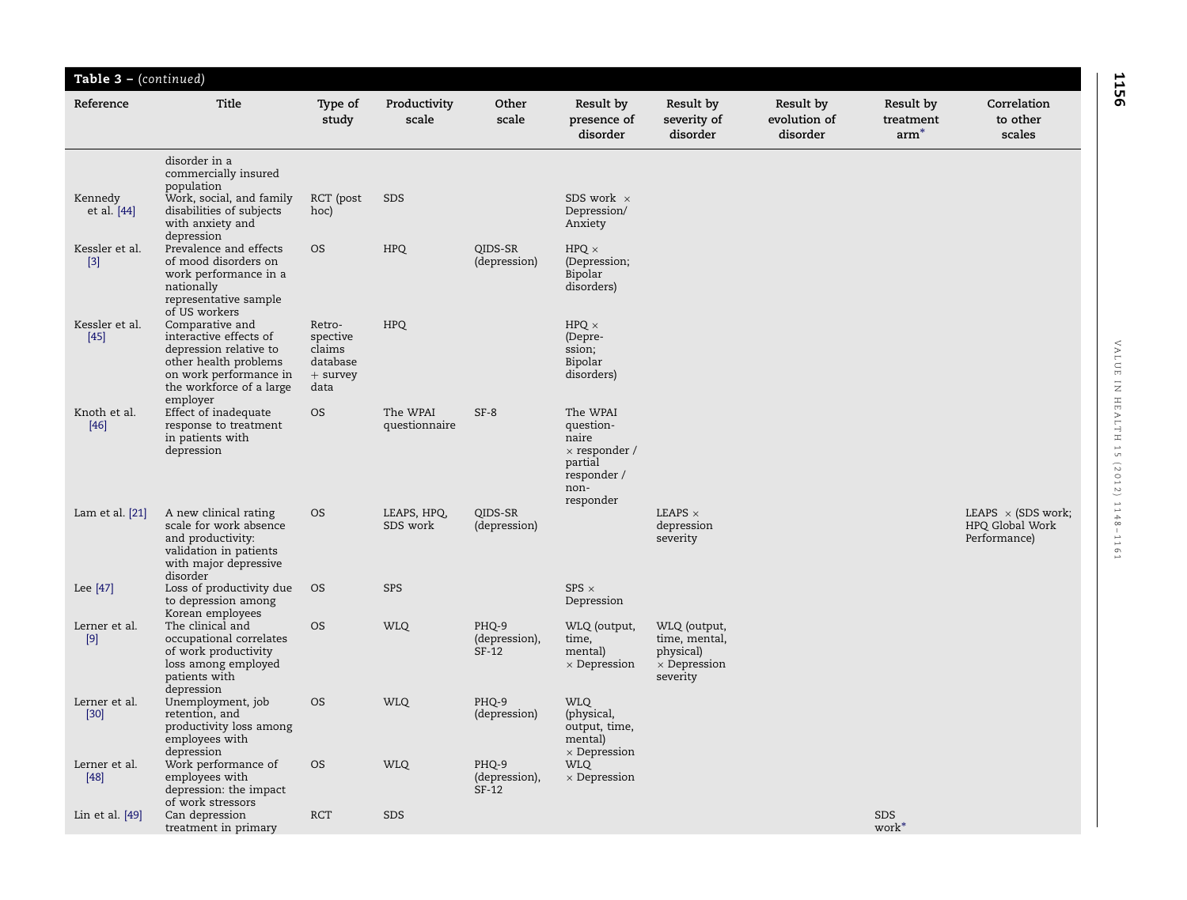**Table 3 – (continued)**

| Reference | Title | Type of study | Productivity scale | Other scale | Result by presence of disorder | Result by severity of disorder | Result by evolution of disorder | Result by treatment arm* | Correlation to other scales |
|---|---|---|---|---|---|---|---|---|---|
| | disorder in a commercially insured population | | | | | | | | |
| Kennedy et al. [44] | Work, social, and family disabilities of subjects with anxiety and depression | RCT (post hoc) | SDS | | SDS work × Depression/ Anxiety | | | | |
| Kessler et al. [3] | Prevalence and effects of mood disorders on work performance in a nationally representative sample of US workers | OS | HPQ | QIDS-SR (depression) | HPQ × (Depression; Bipolar disorders) | | | | |
| Kessler et al. [45] | Comparative and interactive effects of depression relative to other health problems on work performance in the workforce of a large employer | Retro-spective claims database + survey data | HPQ | | HPQ × (Depression; Bipolar disorders) | | | | |
| Knoth et al. [46] | Effect of inadequate response to treatment in patients with depression | OS | The WPAI questionnaire | SF-8 | The WPAI questionnaire × responder / partial responder / non-responder | | | | |
| Lam et al. [21] | A new clinical rating scale for work absence and productivity: validation in patients with major depressive disorder | OS | LEAPS, HPQ, SDS work | QIDS-SR (depression) | | LEAPS × depression severity | | | LEAPS × (SDS work; HPQ Global Work Performance) |
| Lee [47] | Loss of productivity due to depression among Korean employees | OS | SPS | | SPS × Depression | | | | |
| Lerner et al. [9] | The clinical and occupational correlates of work productivity loss among employed patients with depression | OS | WLQ | PHQ-9 (depression), SF-12 | WLQ (output, time, mental) × Depression | WLQ (output, time, mental, physical) × Depression severity | | | |
| Lerner et al. [30] | Unemployment, job retention, and productivity loss among employees with depression | OS | WLQ | PHQ-9 (depression) | WLQ (physical, output, time, mental) × Depression | | | | |
| Lerner et al. [48] | Work performance of employees with depression: the impact of work stressors | OS | WLQ | PHQ-9 (depression), SF-12 | WLQ × Depression | | | | |
| Lin et al. [49] | Can depression treatment in primary | RCT | SDS | | | | | SDS work* | |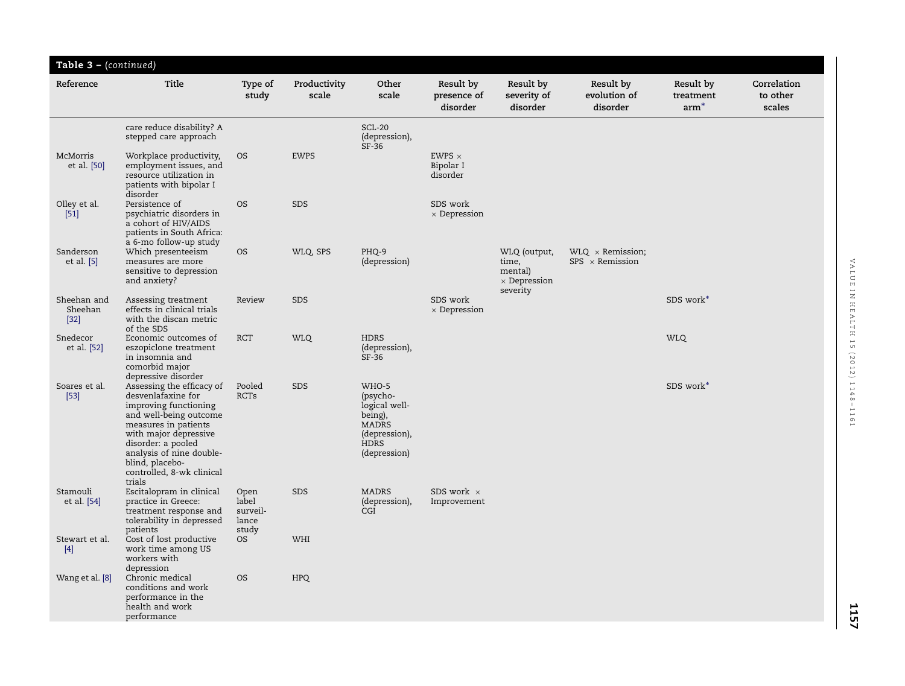**Table 3 – (continued)**

| Reference | Title | Type of study | Productivity scale | Other scale | Result by presence of disorder | Result by severity of disorder | Result by evolution of disorder | Result by treatment arm* | Correlation to other scales |
|---|---|---|---|---|---|---|---|---|---|
| | care reduce disability? A stepped care approach | | | SCL-20 (depression), SF-36 | | | | | |
| McMorris et al. [50] | Workplace productivity, employment issues, and resource utilization in patients with bipolar I disorder | OS | EWPS | | EWPS × Bipolar I disorder | | | | |
| Olley et al. [51] | Persistence of psychiatric disorders in a cohort of HIV/AIDS patients in South Africa: a 6-mo follow-up study | OS | SDS | | SDS work × Depression | | | | |
| Sanderson et al. [5] | Which presenteeism measures are more sensitive to depression and anxiety? | OS | WLQ, SPS | PHQ-9 (depression) | | WLQ (output, time, mental) × Depression severity | WLQ × Remission; SPS × Remission | | |
| Sheehan and Sheehan [32] | Assessing treatment effects in clinical trials with the discan metric of the SDS | Review | SDS | | SDS work × Depression | | | SDS work* | |
| Snedecor et al. [52] | Economic outcomes of eszopiclone treatment in insomnia and comorbid major depressive disorder | RCT | WLQ | HDRS (depression), SF-36 | | | | WLQ | |
| Soares et al. [53] | Assessing the efficacy of desvenlafaxine for improving functioning and well-being outcome measures in patients with major depressive disorder: a pooled analysis of nine double-blind, placebo-controlled, 8-wk clinical trials | Pooled RCTs | SDS | WHO-5 (psycho-logical well-being), MADRS (depression), HDRS (depression) | | | | SDS work* | |
| Stamouli et al. [54] | Escitalopram in clinical practice in Greece: treatment response and tolerability in depressed patients | Open label surveil-lance study | SDS | MADRS (depression), CGI | SDS work × Improvement | | | | |
| Stewart et al. [4] | Cost of lost productive work time among US workers with depression | OS | WHI | | | | | | |
| Wang et al. [8] | Chronic medical conditions and work performance in the health and work performance | OS | HPQ | | | | | | |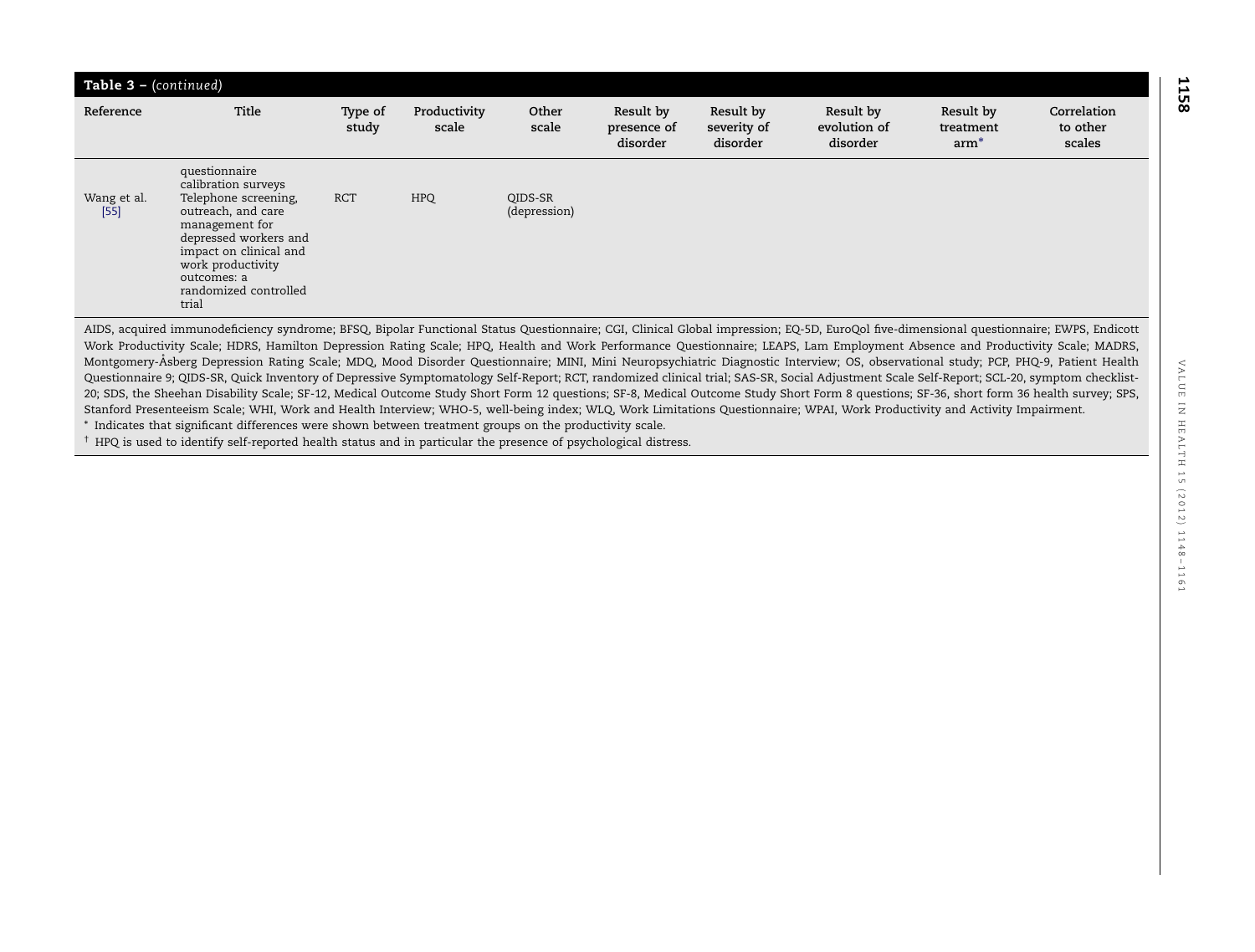**Table 3 – (continued)**

| Reference | Title | Type of study | Productivity scale | Other scale | Result by presence of disorder | Result by severity of disorder | Result by evolution of disorder | Result by treatment arm* | Correlation to other scales |
|---|---|---|---|---|---|---|---|---|---|
| | questionnaire calibration surveys | | | | | | | | |
| Wang et al. [55] | Telephone screening, outreach, and care management for depressed workers and impact on clinical and work productivity outcomes: a randomized controlled trial | RCT | HPQ | QIDS-SR (depression) | | | | | |

AIDS, acquired immunodeficiency syndrome; BFSQ, Bipolar Functional Status Questionnaire; CGI, Clinical Global impression; EQ-5D, EuroQol five-dimensional questionnaire; EWPS, Endicott Work Productivity Scale; HDRS, Hamilton Depression Rating Scale; HPQ, Health and Work Performance Questionnaire; LEAPS, Lam Employment Absence and Productivity Scale; MADRS, Montgomery-Åsberg Depression Rating Scale; MDQ, Mood Disorder Questionnaire; MINI, Mini Neuropsychiatric Diagnostic Interview; OS, observational study; PCP, PHQ-9, Patient Health Questionnaire 9; QIDS-SR, Quick Inventory of Depressive Symptomatology Self-Report; RCT, randomized clinical trial; SAS-SR, Social Adjustment Scale Self-Report; SCL-20, symptom checklist-20; SDS, the Sheehan Disability Scale; SF-12, Medical Outcome Study Short Form 12 questions; SF-8, Medical Outcome Study Short Form 8 questions; SF-36, short form 36 health survey; SPS, Stanford Presenteeism Scale; WHI, Work and Health Interview; WHO-5, well-being index; WLQ, Work Limitations Questionnaire; WPAI, Work Productivity and Activity Impairment.

* Indicates that significant differences were shown between treatment groups on the productivity scale.

† HPQ is used to identify self-reported health status and in particular the presence of psychological distress.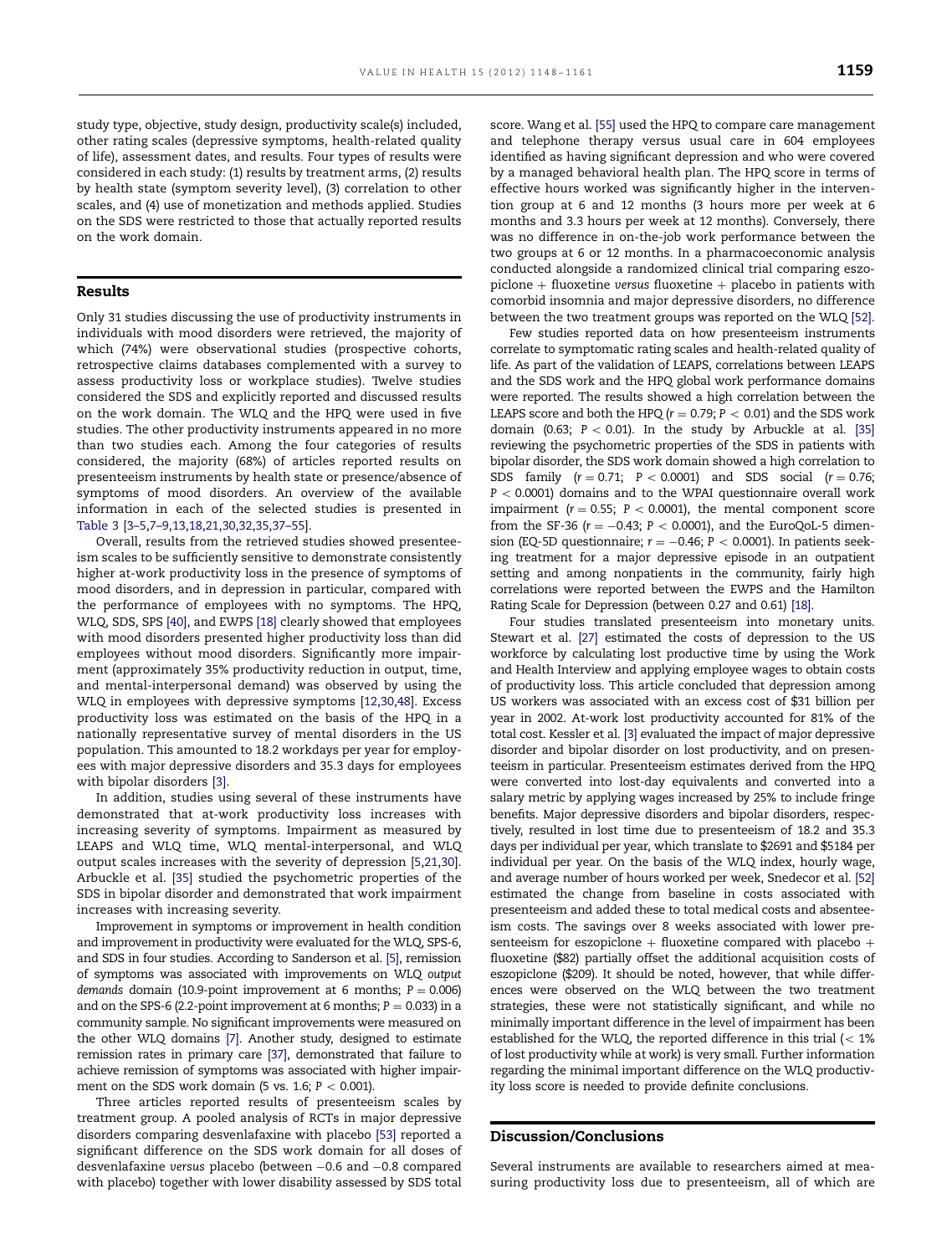study type, objective, study design, productivity scale(s) included, other rating scales (depressive symptoms, health-related quality of life), assessment dates, and results. Four types of results were considered in each study: (1) results by treatment arms, (2) results by health state (symptom severity level), (3) correlation to other scales, and (4) use of monetization and methods applied. Studies on the SDS were restricted to those that actually reported results on the work domain.

## Results

Only 31 studies discussing the use of productivity instruments in individuals with mood disorders were retrieved, the majority of which (74%) were observational studies (prospective cohorts, retrospective claims databases complemented with a survey to assess productivity loss or workplace studies). Twelve studies considered the SDS and explicitly reported and discussed results on the work domain. The WLQ and the HPQ were used in five studies. The other productivity instruments appeared in no more than two studies each. Among the four categories of results considered, the majority (68%) of articles reported results on presenteeism instruments by health state or presence/absence of symptoms of mood disorders. An overview of the available information in each of the selected studies is presented in Table 3 [3–5,7–9,13,18,21,30,32,35,37–55].

Overall, results from the retrieved studies showed presenteeism scales to be sufficiently sensitive to demonstrate consistently higher at-work productivity loss in the presence of symptoms of mood disorders, and in depression in particular, compared with the performance of employees with no symptoms. The HPQ, WLQ, SDS, SPS [40], and EWPS [18] clearly showed that employees with mood disorders presented higher productivity loss than did employees without mood disorders. Significantly more impairment (approximately 35% productivity reduction in output, time, and mental-interpersonal demand) was observed by using the WLQ in employees with depressive symptoms [12,30,48]. Excess productivity loss was estimated on the basis of the HPQ in a nationally representative survey of mental disorders in the US population. This amounted to 18.2 workdays per year for employees with major depressive disorders and 35.3 days for employees with bipolar disorders [3].

In addition, studies using several of these instruments have demonstrated that at-work productivity loss increases with increasing severity of symptoms. Impairment as measured by LEAPS and WLQ time, WLQ mental-interpersonal, and WLQ output scales increases with the severity of depression [5,21,30]. Arbuckle et al. [35] studied the psychometric properties of the SDS in bipolar disorder and demonstrated that work impairment increases with increasing severity.

Improvement in symptoms or improvement in health condition and improvement in productivity were evaluated for the WLQ, SPS-6, and SDS in four studies. According to Sanderson et al. [5], remission of symptoms was associated with improvements on WLQ *output demands* domain (10.9-point improvement at 6 months; $P = 0.006$) and on the SPS-6 (2.2-point improvement at 6 months; $P = 0.033$) in a community sample. No significant improvements were measured on the other WLQ domains [7]. Another study, designed to estimate remission rates in primary care [37], demonstrated that failure to achieve remission of symptoms was associated with higher impairment on the SDS work domain (5 vs. 1.6; $P < 0.001$).

Three articles reported results of presenteeism scales by treatment group. A pooled analysis of RCTs in major depressive disorders comparing desvenlafaxine with placebo [53] reported a significant difference on the SDS work domain for all doses of desvenlafaxine *versus* placebo (between −0.6 and −0.8 compared with placebo) together with lower disability assessed by SDS total score. Wang et al. [55] used the HPQ to compare care management and telephone therapy versus usual care in 604 employees identified as having significant depression and who were covered by a managed behavioral health plan. The HPQ score in terms of effective hours worked was significantly higher in the intervention group at 6 and 12 months (3 hours more per week at 6 months and 3.3 hours per week at 12 months). Conversely, there was no difference in on-the-job work performance between the two groups at 6 or 12 months. In a pharmacoeconomic analysis conducted alongside a randomized clinical trial comparing eszopiclone + fluoxetine *versus* fluoxetine + placebo in patients with comorbid insomnia and major depressive disorders, no difference between the two treatment groups was reported on the WLQ [52].

Few studies reported data on how presenteeism instruments correlate to symptomatic rating scales and health-related quality of life. As part of the validation of LEAPS, correlations between LEAPS and the SDS work and the HPQ global work performance domains were reported. The results showed a high correlation between the LEAPS score and both the HPQ ($r = 0.79$; $P < 0.01$) and the SDS work domain (0.63; $P < 0.01$). In the study by Arbuckle et al. [35] reviewing the psychometric properties of the SDS in patients with bipolar disorder, the SDS work domain showed a high correlation to SDS family ($r = 0.71$; $P < 0.0001$) and SDS social ($r = 0.76$; $P < 0.0001$) domains and to the WPAI questionnaire overall work impairment ($r = 0.55$; $P < 0.0001$), the mental component score from the SF-36 ($r = -0.43$; $P < 0.0001$), and the EuroQoL-5 dimension (EQ-5D questionnaire; $r = -0.46$; $P < 0.0001$). In patients seeking treatment for a major depressive episode in an outpatient setting and among nonpatients in the community, fairly high correlations were reported between the EWPS and the Hamilton Rating Scale for Depression (between 0.27 and 0.61) [18].

Four studies translated presenteeism into monetary units. Stewart et al. [27] estimated the costs of depression to the US workforce by calculating lost productive time by using the Work and Health Interview and applying employee wages to obtain costs of productivity loss. This article concluded that depression among US workers was associated with an excess cost of $31 billion per year in 2002. At-work lost productivity accounted for 81% of the total cost. Kessler et al. [3] evaluated the impact of major depressive disorder and bipolar disorder on lost productivity, and on presenteeism in particular. Presenteeism estimates derived from the HPQ were converted into lost-day equivalents and converted into a salary metric by applying wages increased by 25% to include fringe benefits. Major depressive disorders and bipolar disorders, respectively, resulted in lost time due to presenteeism of 18.2 and 35.3 days per individual per year, which translate to $2691 and $5184 per individual per year. On the basis of the WLQ index, hourly wage, and average number of hours worked per week, Snedecor et al. [52] estimated the change from baseline in costs associated with presenteeism and added these to total medical costs and absenteeism costs. The savings over 8 weeks associated with lower presenteeism for eszopiclone + fluoxetine compared with placebo + fluoxetine ($82) partially offset the additional acquisition costs of eszopiclone ($209). It should be noted, however, that while differences were observed on the WLQ between the two treatment strategies, these were not statistically significant, and while no minimally important difference in the level of impairment has been established for the WLQ, the reported difference in this trial (< 1% of lost productivity while at work) is very small. Further information regarding the minimal important difference on the WLQ productivity loss score is needed to provide definite conclusions.

## Discussion/Conclusions

Several instruments are available to researchers aimed at measuring productivity loss due to presenteeism, all of which are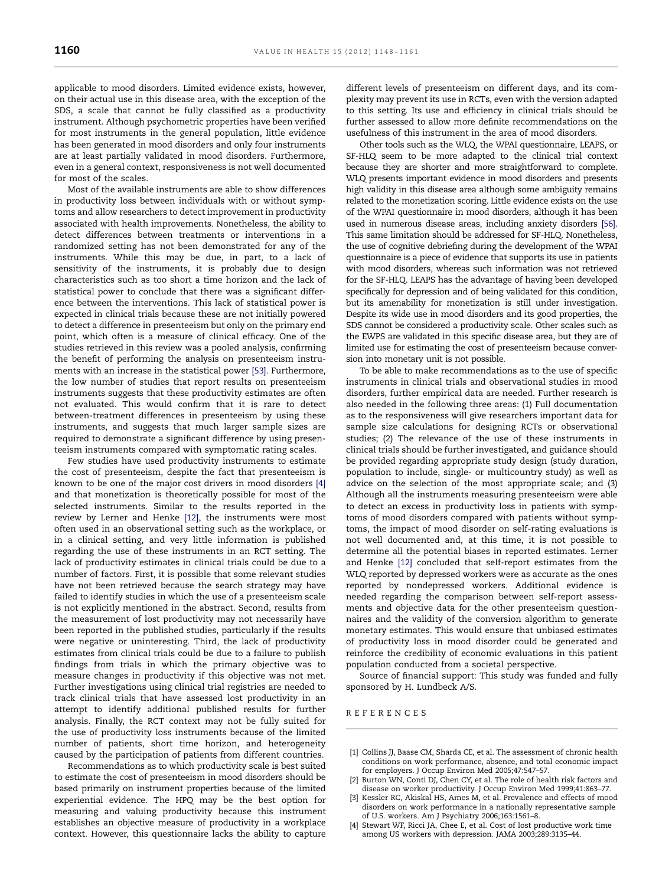applicable to mood disorders. Limited evidence exists, however, on their actual use in this disease area, with the exception of the SDS, a scale that cannot be fully classified as a productivity instrument. Although psychometric properties have been verified for most instruments in the general population, little evidence has been generated in mood disorders and only four instruments are at least partially validated in mood disorders. Furthermore, even in a general context, responsiveness is not well documented for most of the scales.

Most of the available instruments are able to show differences in productivity loss between individuals with or without symptoms and allow researchers to detect improvement in productivity associated with health improvements. Nonetheless, the ability to detect differences between treatments or interventions in a randomized setting has not been demonstrated for any of the instruments. While this may be due, in part, to a lack of sensitivity of the instruments, it is probably due to design characteristics such as too short a time horizon and the lack of statistical power to conclude that there was a significant difference between the interventions. This lack of statistical power is expected in clinical trials because these are not initially powered to detect a difference in presenteeism but only on the primary end point, which often is a measure of clinical efficacy. One of the studies retrieved in this review was a pooled analysis, confirming the benefit of performing the analysis on presenteeism instruments with an increase in the statistical power [53]. Furthermore, the low number of studies that report results on presenteeism instruments suggests that these productivity estimates are often not evaluated. This would confirm that it is rare to detect between-treatment differences in presenteeism by using these instruments, and suggests that much larger sample sizes are required to demonstrate a significant difference by using presenteeism instruments compared with symptomatic rating scales.

Few studies have used productivity instruments to estimate the cost of presenteeism, despite the fact that presenteeism is known to be one of the major cost drivers in mood disorders [4] and that monetization is theoretically possible for most of the selected instruments. Similar to the results reported in the review by Lerner and Henke [12], the instruments were most often used in an observational setting such as the workplace, or in a clinical setting, and very little information is published regarding the use of these instruments in an RCT setting. The lack of productivity estimates in clinical trials could be due to a number of factors. First, it is possible that some relevant studies have not been retrieved because the search strategy may have failed to identify studies in which the use of a presenteeism scale is not explicitly mentioned in the abstract. Second, results from the measurement of lost productivity may not necessarily have been reported in the published studies, particularly if the results were negative or uninteresting. Third, the lack of productivity estimates from clinical trials could be due to a failure to publish findings from trials in which the primary objective was to measure changes in productivity if this objective was not met. Further investigations using clinical trial registries are needed to track clinical trials that have assessed lost productivity in an attempt to identify additional published results for further analysis. Finally, the RCT context may not be fully suited for the use of productivity loss instruments because of the limited number of patients, short time horizon, and heterogeneity caused by the participation of patients from different countries.

Recommendations as to which productivity scale is best suited to estimate the cost of presenteeism in mood disorders should be based primarily on instrument properties because of the limited experiential evidence. The HPQ may be the best option for measuring and valuing productivity because this instrument establishes an objective measure of productivity in a workplace context. However, this questionnaire lacks the ability to capture different levels of presenteeism on different days, and its complexity may prevent its use in RCTs, even with the version adapted to this setting. Its use and efficiency in clinical trials should be further assessed to allow more definite recommendations on the usefulness of this instrument in the area of mood disorders.

Other tools such as the WLQ, the WPAI questionnaire, LEAPS, or SF-HLQ seem to be more adapted to the clinical trial context because they are shorter and more straightforward to complete. WLQ presents important evidence in mood disorders and presents high validity in this disease area although some ambiguity remains related to the monetization scoring. Little evidence exists on the use of the WPAI questionnaire in mood disorders, although it has been used in numerous disease areas, including anxiety disorders [56]. This same limitation should be addressed for SF-HLQ. Nonetheless, the use of cognitive debriefing during the development of the WPAI questionnaire is a piece of evidence that supports its use in patients with mood disorders, whereas such information was not retrieved for the SF-HLQ. LEAPS has the advantage of having been developed specifically for depression and of being validated for this condition, but its amenability for monetization is still under investigation. Despite its wide use in mood disorders and its good properties, the SDS cannot be considered a productivity scale. Other scales such as the EWPS are validated in this specific disease area, but they are of limited use for estimating the cost of presenteeism because conversion into monetary unit is not possible.

To be able to make recommendations as to the use of specific instruments in clinical trials and observational studies in mood disorders, further empirical data are needed. Further research is also needed in the following three areas: (1) Full documentation as to the responsiveness will give researchers important data for sample size calculations for designing RCTs or observational studies; (2) The relevance of the use of these instruments in clinical trials should be further investigated, and guidance should be provided regarding appropriate study design (study duration, population to include, single- or multicountry study) as well as advice on the selection of the most appropriate scale; and (3) Although all the instruments measuring presenteeism were able to detect an excess in productivity loss in patients with symptoms of mood disorders compared with patients without symptoms, the impact of mood disorder on self-rating evaluations is not well documented and, at this time, it is not possible to determine all the potential biases in reported estimates. Lerner and Henke [12] concluded that self-report estimates from the WLQ reported by depressed workers were as accurate as the ones reported by nondepressed workers. Additional evidence is needed regarding the comparison between self-report assessments and objective data for the other presenteeism questionnaires and the validity of the conversion algorithm to generate monetary estimates. This would ensure that unbiased estimates of productivity loss in mood disorder could be generated and reinforce the credibility of economic evaluations in this patient population conducted from a societal perspective.

Source of financial support: This study was funded and fully sponsored by H. Lundbeck A/S.

## REFERENCES

[1] Collins JJ, Baase CM, Sharda CE, et al. The assessment of chronic health conditions on work performance, absence, and total economic impact for employers. J Occup Environ Med 2005;47:547–57.

[2] Burton WN, Conti DJ, Chen CY, et al. The role of health risk factors and disease on worker productivity. J Occup Environ Med 1999;41:863–77.

[3] Kessler RC, Akiskal HS, Ames M, et al. Prevalence and effects of mood disorders on work performance in a nationally representative sample of U.S. workers. Am J Psychiatry 2006;163:1561–8.

[4] Stewart WF, Ricci JA, Chee E, et al. Cost of lost productive work time among US workers with depression. JAMA 2003;289:3135–44.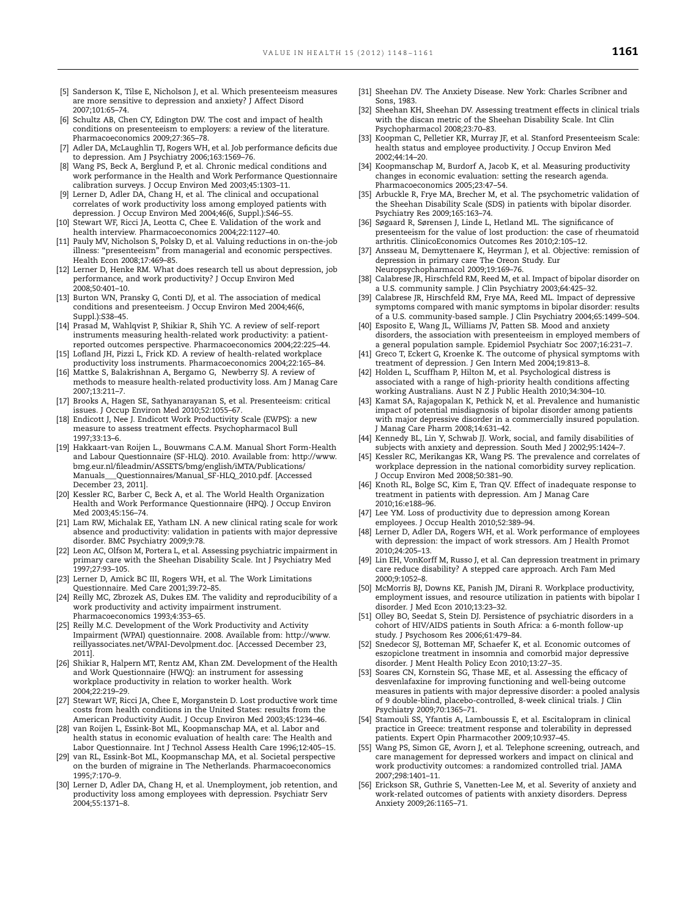[5] Sanderson K, Tilse E, Nicholson J, et al. Which presenteeism measures are more sensitive to depression and anxiety? J Affect Disord 2007;101:65–74.

[6] Schultz AB, Chen CY, Edington DW. The cost and impact of health conditions on presenteeism to employers: a review of the literature. Pharmacoeconomics 2009;27:365–78.

[7] Adler DA, McLaughlin TJ, Rogers WH, et al. Job performance deficits due to depression. Am J Psychiatry 2006;163:1569–76.

[8] Wang PS, Beck A, Berglund P, et al. Chronic medical conditions and work performance in the Health and Work Performance Questionnaire calibration surveys. J Occup Environ Med 2003;45:1303–11.

[9] Lerner D, Adler DA, Chang H, et al. The clinical and occupational correlates of work productivity loss among employed patients with depression. J Occup Environ Med 2004;46(6, Suppl.):S46–55.

[10] Stewart WF, Ricci JA, Leotta C, Chee E. Validation of the work and health interview. Pharmacoeconomics 2004;22:1127–40.

[11] Pauly MV, Nicholson S, Polsky D, et al. Valuing reductions in on-the-job illness: "presenteeism" from managerial and economic perspectives. Health Econ 2008;17:469–85.

[12] Lerner D, Henke RM. What does research tell us about depression, job performance, and work productivity? J Occup Environ Med 2008;50:401–10.

[13] Burton WN, Pransky G, Conti DJ, et al. The association of medical conditions and presenteeism. J Occup Environ Med 2004;46(6, Suppl.):S38–45.

[14] Prasad M, Wahlqvist P, Shikiar R, Shih YC. A review of self-report instruments measuring health-related work productivity: a patient-reported outcomes perspective. Pharmacoeconomics 2004;22:225–44.

[15] Lofland JH, Pizzi L, Frick KD. A review of health-related workplace productivity loss instruments. Pharmacoeconomics 2004;22:165–84.

[16] Mattke S, Balakrishnan A, Bergamo G, Newberry SJ. A review of methods to measure health-related productivity loss. Am J Manag Care 2007;13:211–7.

[17] Brooks A, Hagen SE, Sathyanarayanan S, et al. Presenteeism: critical issues. J Occup Environ Med 2010;52:1055–67.

[18] Endicott J, Nee J. Endicott Work Productivity Scale (EWPS): a new measure to assess treatment effects. Psychopharmacol Bull 1997;33:13–6.

[19] Hakkaart-van Roijen L., Bouwmans C.A.M. Manual Short Form-Health and Labour Questionnaire (SF-HLQ). 2010. Available from: http://www.bmg.eur.nl/fileadmin/ASSETS/bmg/english/iMTA/Publications/Manuals___Questionnaires/Manual_SF-HLQ_2010.pdf. [Accessed December 23, 2011].

[20] Kessler RC, Barber C, Beck A, et al. The World Health Organization Health and Work Performance Questionnaire (HPQ). J Occup Environ Med 2003;45:156–74.

[21] Lam RW, Michalak EE, Yatham LN. A new clinical rating scale for work absence and productivity: validation in patients with major depressive disorder. BMC Psychiatry 2009;9:78.

[22] Leon AC, Olfson M, Portera L, et al. Assessing psychiatric impairment in primary care with the Sheehan Disability Scale. Int J Psychiatry Med 1997;27:93–105.

[23] Lerner D, Amick BC III, Rogers WH, et al. The Work Limitations Questionnaire. Med Care 2001;39:72–85.

[24] Reilly MC, Zbrozek AS, Dukes EM. The validity and reproducibility of a work productivity and activity impairment instrument. Pharmacoeconomics 1993;4:353–65.

[25] Reilly M.C. Development of the Work Productivity and Activity Impairment (WPAI) questionnaire. 2008. Available from: http://www.reillyassociates.net/WPAI-Devolpment.doc. [Accessed December 23, 2011].

[26] Shikiar R, Halpern MT, Rentz AM, Khan ZM. Development of the Health and Work Questionnaire (HWQ): an instrument for assessing workplace productivity in relation to worker health. Work 2004;22:219–29.

[27] Stewart WF, Ricci JA, Chee E, Morganstein D. Lost productive work time costs from health conditions in the United States: results from the American Productivity Audit. J Occup Environ Med 2003;45:1234–46.

[28] van Roijen L, Essink-Bot ML, Koopmanschap MA, et al. Labor and health status in economic evaluation of health care: The Health and Labor Questionnaire. Int J Technol Assess Health Care 1996;12:405–15.

[29] van RL, Essink-Bot ML, Koopmanschap MA, et al. Societal perspective on the burden of migraine in The Netherlands. Pharmacoeconomics 1995;7:170–9.

[30] Lerner D, Adler DA, Chang H, et al. Unemployment, job retention, and productivity loss among employees with depression. Psychiatr Serv 2004;55:1371–8.

[31] Sheehan DV. The Anxiety Disease. New York: Charles Scribner and Sons, 1983.

[32] Sheehan KH, Sheehan DV. Assessing treatment effects in clinical trials with the discan metric of the Sheehan Disability Scale. Int Clin Psychopharmacol 2008;23:70–83.

[33] Koopman C, Pelletier KR, Murray JF, et al. Stanford Presenteeism Scale: health status and employee productivity. J Occup Environ Med 2002;44:14–20.

[34] Koopmanschap M, Burdorf A, Jacob K, et al. Measuring productivity changes in economic evaluation: setting the research agenda. Pharmacoeconomics 2005;23:47–54.

[35] Arbuckle R, Frye MA, Brecher M, et al. The psychometric validation of the Sheehan Disability Scale (SDS) in patients with bipolar disorder. Psychiatry Res 2009;165:163–74.

[36] Søgaard R, Sørensen J, Linde L, Hetland ML. The significance of presenteeism for the value of lost production: the case of rheumatoid arthritis. ClinicoEconomics Outcomes Res 2010;2:105–12.

[37] Ansseau M, Demyttenaere K, Heyrman J, et al. Objective: remission of depression in primary care The Oreon Study. Eur Neuropsychopharmacol 2009;19:169–76.

[38] Calabrese JR, Hirschfeld RM, Reed M, et al. Impact of bipolar disorder on a U.S. community sample. J Clin Psychiatry 2003;64:425–32.

[39] Calabrese JR, Hirschfeld RM, Frye MA, Reed ML. Impact of depressive symptoms compared with manic symptoms in bipolar disorder: results of a U.S. community-based sample. J Clin Psychiatry 2004;65:1499–504.

[40] Esposito E, Wang JL, Williams JV, Patten SB. Mood and anxiety disorders, the association with presenteeism in employed members of a general population sample. Epidemiol Psychiatr Soc 2007;16:231–7.

[41] Greco T, Eckert G, Kroenke K. The outcome of physical symptoms with treatment of depression. J Gen Intern Med 2004;19:813–8.

[42] Holden L, Scuffham P, Hilton M, et al. Psychological distress is associated with a range of high-priority health conditions affecting working Australians. Aust N Z J Public Health 2010;34:304–10.

[43] Kamat SA, Rajagopalan K, Pethick N, et al. Prevalence and humanistic impact of potential misdiagnosis of bipolar disorder among patients with major depressive disorder in a commercially insured population. J Manag Care Pharm 2008;14:631–42.

[44] Kennedy BL, Lin Y, Schwab JJ. Work, social, and family disabilities of subjects with anxiety and depression. South Med J 2002;95:1424–7.

[45] Kessler RC, Merikangas KR, Wang PS. The prevalence and correlates of workplace depression in the national comorbidity survey replication. J Occup Environ Med 2008;50:381–90.

[46] Knoth RL, Bolge SC, Kim E, Tran QV. Effect of inadequate response to treatment in patients with depression. Am J Manag Care 2010;16:e188–96.

[47] Lee YM. Loss of productivity due to depression among Korean employees. J Occup Health 2010;52:389–94.

[48] Lerner D, Adler DA, Rogers WH, et al. Work performance of employees with depression: the impact of work stressors. Am J Health Promot 2010;24:205–13.

[49] Lin EH, VonKorff M, Russo J, et al. Can depression treatment in primary care reduce disability? A stepped care approach. Arch Fam Med 2000;9:1052–8.

[50] McMorris BJ, Downs KE, Panish JM, Dirani R. Workplace productivity, employment issues, and resource utilization in patients with bipolar I disorder. J Med Econ 2010;13:23–32.

[51] Olley BO, Seedat S, Stein DJ. Persistence of psychiatric disorders in a cohort of HIV/AIDS patients in South Africa: a 6-month follow-up study. J Psychosom Res 2006;61:479–84.

[52] Snedecor SJ, Botteman MF, Schaefer K, et al. Economic outcomes of eszopiclone treatment in insomnia and comorbid major depressive disorder. J Ment Health Policy Econ 2010;13:27–35.

[53] Soares CN, Kornstein SG, Thase ME, et al. Assessing the efficacy of desvenlafaxine for improving functioning and well-being outcome measures in patients with major depressive disorder: a pooled analysis of 9 double-blind, placebo-controlled, 8-week clinical trials. J Clin Psychiatry 2009;70:1365–71.

[54] Stamouli SS, Yfantis A, Lamboussis E, et al. Escitalopram in clinical practice in Greece: treatment response and tolerability in depressed patients. Expert Opin Pharmacother 2009;10:937–45.

[55] Wang PS, Simon GE, Avorn J, et al. Telephone screening, outreach, and care management for depressed workers and impact on clinical and work productivity outcomes: a randomized controlled trial. JAMA 2007;298:1401–11.

[56] Erickson SR, Guthrie S, Vanetten-Lee M, et al. Severity of anxiety and work-related outcomes of patients with anxiety disorders. Depress Anxiety 2009;26:1165–71.